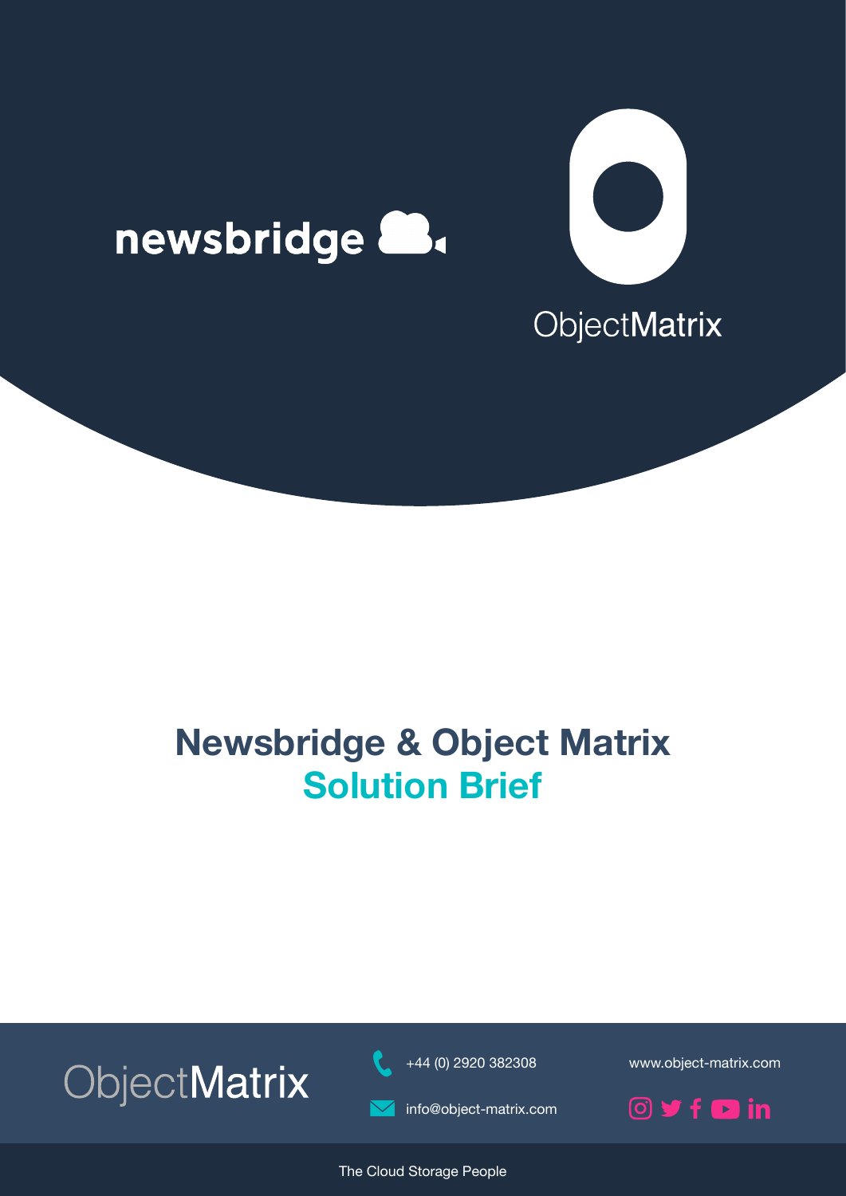newsbridge

ObjectMatrix

# Newsbridge & Object Matrix
## Solution Brief

ObjectMatrix

+44 (0) 2920 382308

info@object-matrix.com

www.object-matrix.com

The Cloud Storage People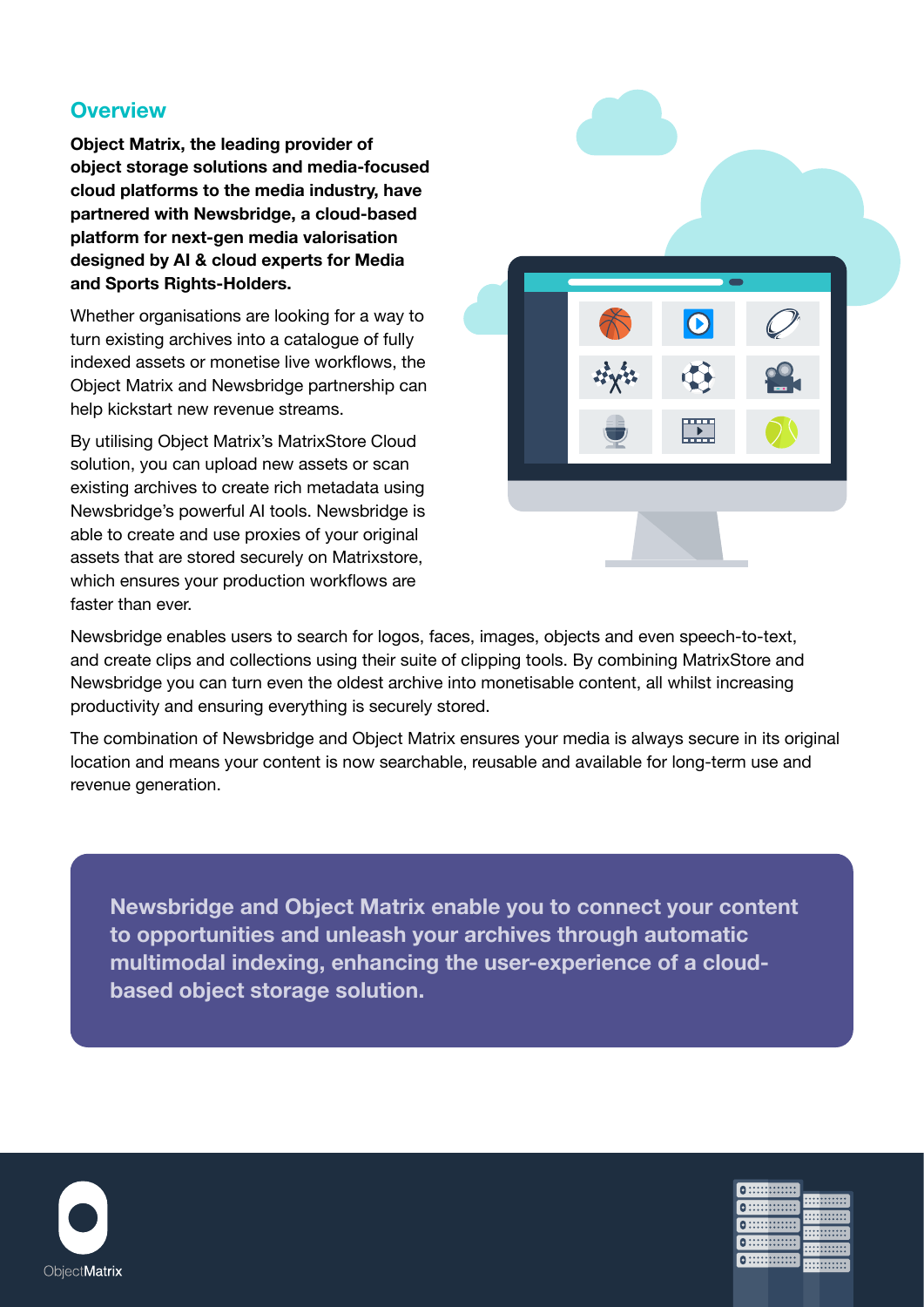## Overview

**Object Matrix, the leading provider of object storage solutions and media-focused cloud platforms to the media industry, have partnered with Newsbridge, a cloud-based platform for next-gen media valorisation designed by AI & cloud experts for Media and Sports Rights-Holders.**

Whether organisations are looking for a way to turn existing archives into a catalogue of fully indexed assets or monetise live workflows, the Object Matrix and Newsbridge partnership can help kickstart new revenue streams.

By utilising Object Matrix's MatrixStore Cloud solution, you can upload new assets or scan existing archives to create rich metadata using Newsbridge's powerful AI tools. Newsbridge is able to create and use proxies of your original assets that are stored securely on Matrixstore, which ensures your production workflows are faster than ever.

Newsbridge enables users to search for logos, faces, images, objects and even speech-to-text, and create clips and collections using their suite of clipping tools. By combining MatrixStore and Newsbridge you can turn even the oldest archive into monetisable content, all whilst increasing productivity and ensuring everything is securely stored.

The combination of Newsbridge and Object Matrix ensures your media is always secure in its original location and means your content is now searchable, reusable and available for long-term use and revenue generation.

**Newsbridge and Object Matrix enable you to connect your content to opportunities and unleash your archives through automatic multimodal indexing, enhancing the user-experience of a cloud-based object storage solution.**

ObjectMatrix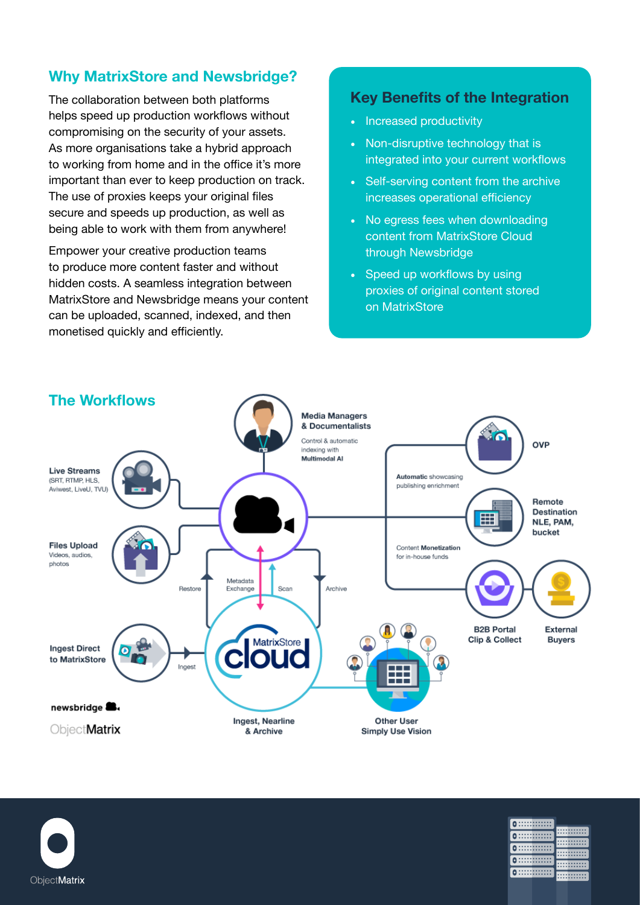## Why MatrixStore and Newsbridge?

The collaboration between both platforms helps speed up production workflows without compromising on the security of your assets. As more organisations take a hybrid approach to working from home and in the office it's more important than ever to keep production on track. The use of proxies keeps your original files secure and speeds up production, as well as being able to work with them from anywhere!

Empower your creative production teams to produce more content faster and without hidden costs. A seamless integration between MatrixStore and Newsbridge means your content can be uploaded, scanned, indexed, and then monetised quickly and efficiently.

## Key Benefits of the Integration

- Increased productivity
- Non-disruptive technology that is integrated into your current workflows
- Self-serving content from the archive increases operational efficiency
- No egress fees when downloading content from MatrixStore Cloud through Newsbridge
- Speed up workflows by using proxies of original content stored on MatrixStore

## The Workflows

**Media Managers & Documentalists**
Control & automatic indexing with **Multimodal AI**

**Live Streams**
(SRT, RTMP, HLS, Aviwest, LiveU, TVU)

**Files Upload**
Videos, audios, photos

**Ingest Direct to MatrixStore**

Ingest

Restore

Metadata Exchange

Scan

Archive

MatrixStore cloud

**Ingest, Nearline & Archive**

**Other User Simply Use Vision**

**Automatic** showcasing publishing enrichment

Content **Monetization** for in-house funds

**OVP**

**Remote Destination NLE, PAM, bucket**

**B2B Portal Clip & Collect**

**External Buyers**

newsbridge

ObjectMatrix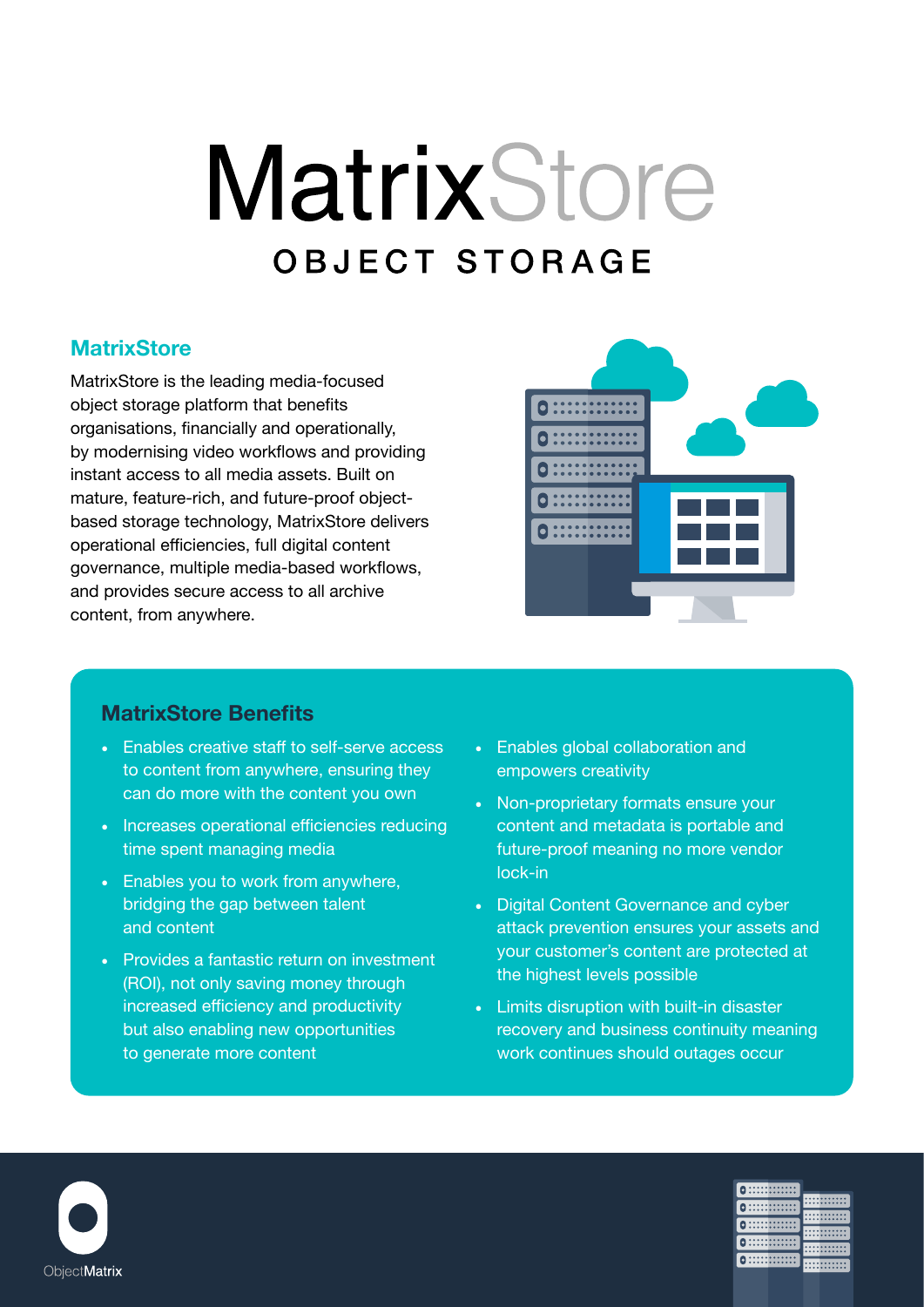# MatrixStore

OBJECT STORAGE

## MatrixStore

MatrixStore is the leading media-focused object storage platform that benefits organisations, financially and operationally, by modernising video workflows and providing instant access to all media assets. Built on mature, feature-rich, and future-proof object-based storage technology, MatrixStore delivers operational efficiencies, full digital content governance, multiple media-based workflows, and provides secure access to all archive content, from anywhere.

## MatrixStore Benefits

- Enables creative staff to self-serve access to content from anywhere, ensuring they can do more with the content you own
- Increases operational efficiencies reducing time spent managing media
- Enables you to work from anywhere, bridging the gap between talent and content
- Provides a fantastic return on investment (ROI), not only saving money through increased efficiency and productivity but also enabling new opportunities to generate more content
- Enables global collaboration and empowers creativity
- Non-proprietary formats ensure your content and metadata is portable and future-proof meaning no more vendor lock-in
- Digital Content Governance and cyber attack prevention ensures your assets and your customer's content are protected at the highest levels possible
- Limits disruption with built-in disaster recovery and business continuity meaning work continues should outages occur

ObjectMatrix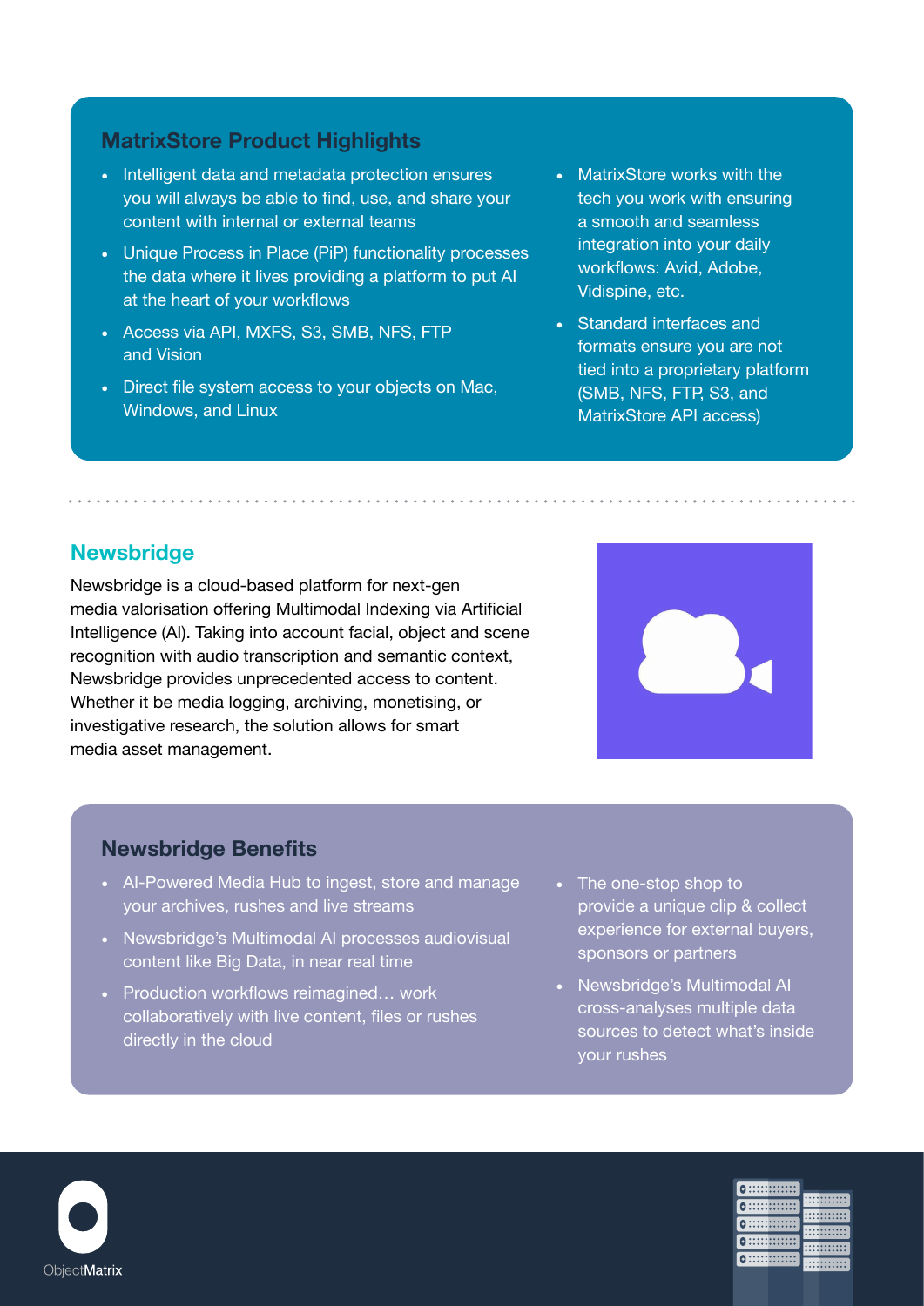## MatrixStore Product Highlights

- Intelligent data and metadata protection ensures you will always be able to find, use, and share your content with internal or external teams
- Unique Process in Place (PiP) functionality processes the data where it lives providing a platform to put AI at the heart of your workflows
- Access via API, MXFS, S3, SMB, NFS, FTP and Vision
- Direct file system access to your objects on Mac, Windows, and Linux
- MatrixStore works with the tech you work with ensuring a smooth and seamless integration into your daily workflows: Avid, Adobe, Vidispine, etc.
- Standard interfaces and formats ensure you are not tied into a proprietary platform (SMB, NFS, FTP, S3, and MatrixStore API access)

## Newsbridge

Newsbridge is a cloud-based platform for next-gen media valorisation offering Multimodal Indexing via Artificial Intelligence (AI). Taking into account facial, object and scene recognition with audio transcription and semantic context, Newsbridge provides unprecedented access to content. Whether it be media logging, archiving, monetising, or investigative research, the solution allows for smart media asset management.

## Newsbridge Benefits

- AI-Powered Media Hub to ingest, store and manage your archives, rushes and live streams
- Newsbridge's Multimodal AI processes audiovisual content like Big Data, in near real time
- Production workflows reimagined… work collaboratively with live content, files or rushes directly in the cloud
- The one-stop shop to provide a unique clip & collect experience for external buyers, sponsors or partners
- Newsbridge's Multimodal AI cross-analyses multiple data sources to detect what's inside your rushes

ObjectMatrix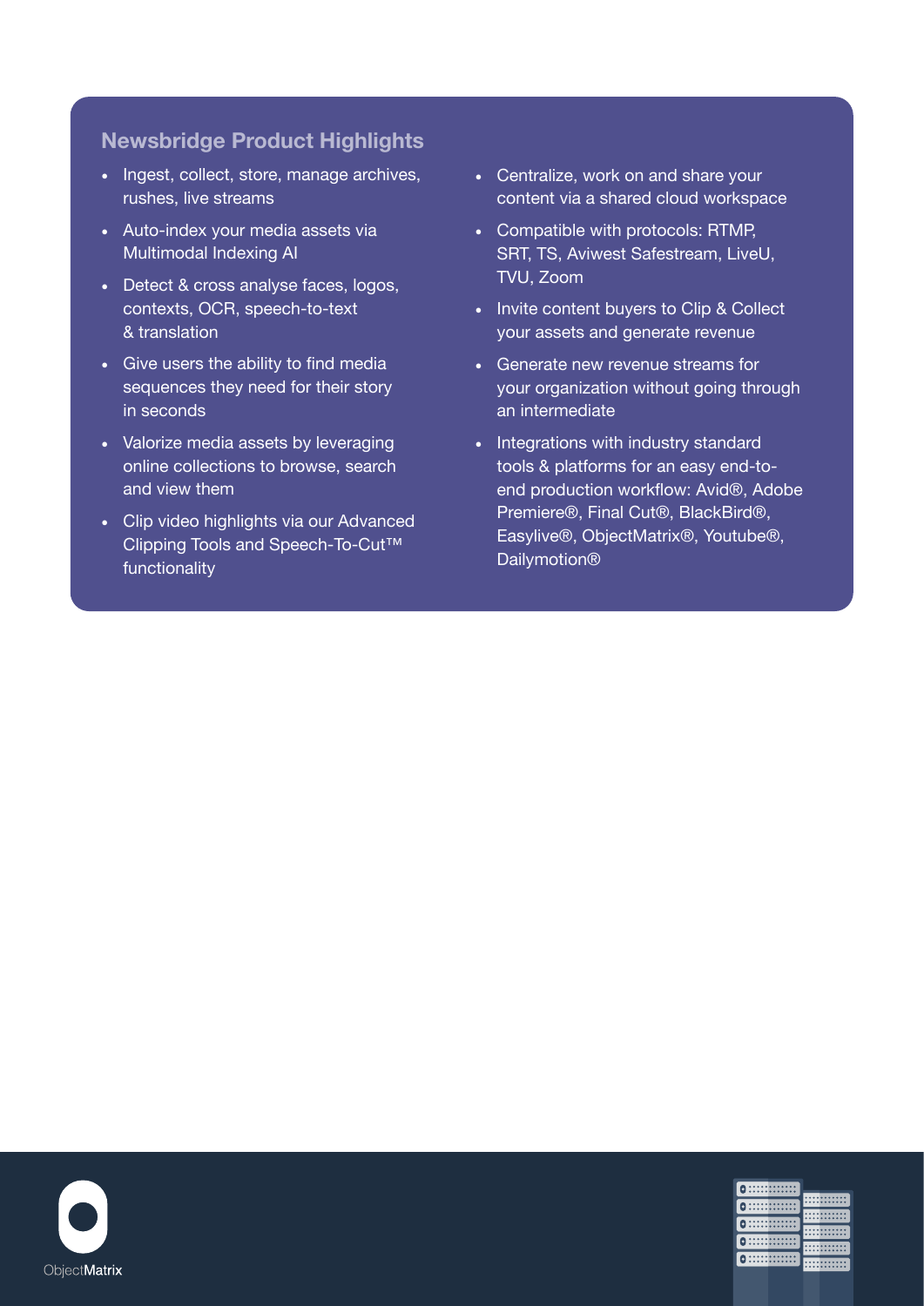## Newsbridge Product Highlights

- Ingest, collect, store, manage archives, rushes, live streams
- Auto-index your media assets via Multimodal Indexing AI
- Detect & cross analyse faces, logos, contexts, OCR, speech-to-text & translation
- Give users the ability to find media sequences they need for their story in seconds
- Valorize media assets by leveraging online collections to browse, search and view them
- Clip video highlights via our Advanced Clipping Tools and Speech-To-Cut™ functionality
- Centralize, work on and share your content via a shared cloud workspace
- Compatible with protocols: RTMP, SRT, TS, Aviwest Safestream, LiveU, TVU, Zoom
- Invite content buyers to Clip & Collect your assets and generate revenue
- Generate new revenue streams for your organization without going through an intermediate
- Integrations with industry standard tools & platforms for an easy end-to-end production workflow: Avid®, Adobe Premiere®, Final Cut®, BlackBird®, Easylive®, ObjectMatrix®, Youtube®, Dailymotion®

ObjectMatrix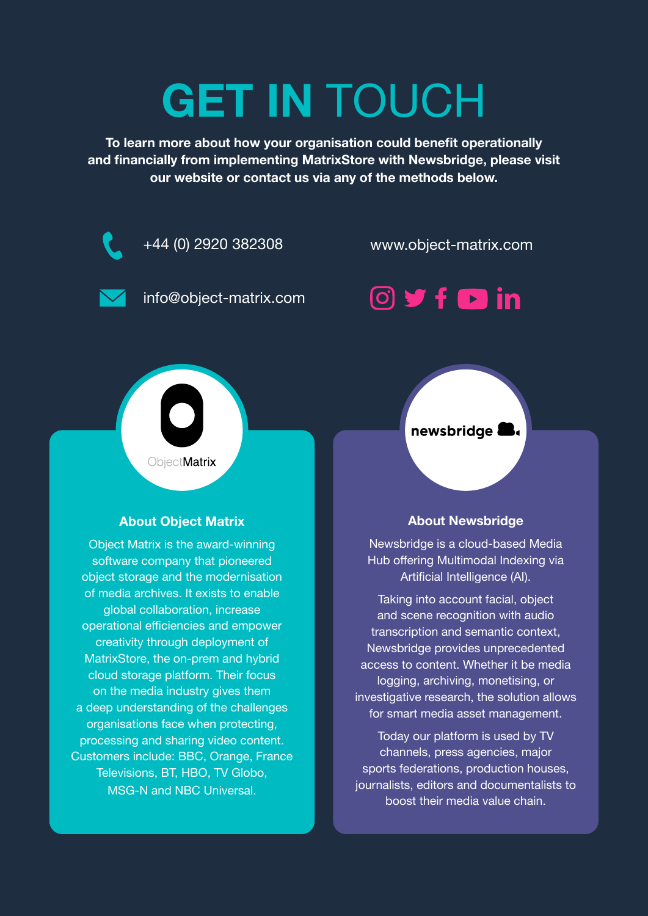# GET IN TOUCH

**To learn more about how your organisation could benefit operationally and financially from implementing MatrixStore with Newsbridge, please visit our website or contact us via any of the methods below.**

+44 (0) 2920 382308

info@object-matrix.com

www.object-matrix.com

ObjectMatrix

### About Object Matrix

Object Matrix is the award-winning software company that pioneered object storage and the modernisation of media archives. It exists to enable global collaboration, increase operational efficiencies and empower creativity through deployment of MatrixStore, the on-prem and hybrid cloud storage platform. Their focus on the media industry gives them a deep understanding of the challenges organisations face when protecting, processing and sharing video content. Customers include: BBC, Orange, France Televisions, BT, HBO, TV Globo, MSG-N and NBC Universal.

newsbridge

### About Newsbridge

Newsbridge is a cloud-based Media Hub offering Multimodal Indexing via Artificial Intelligence (AI).

Taking into account facial, object and scene recognition with audio transcription and semantic context, Newsbridge provides unprecedented access to content. Whether it be media logging, archiving, monetising, or investigative research, the solution allows for smart media asset management.

Today our platform is used by TV channels, press agencies, major sports federations, production houses, journalists, editors and documentalists to boost their media value chain.